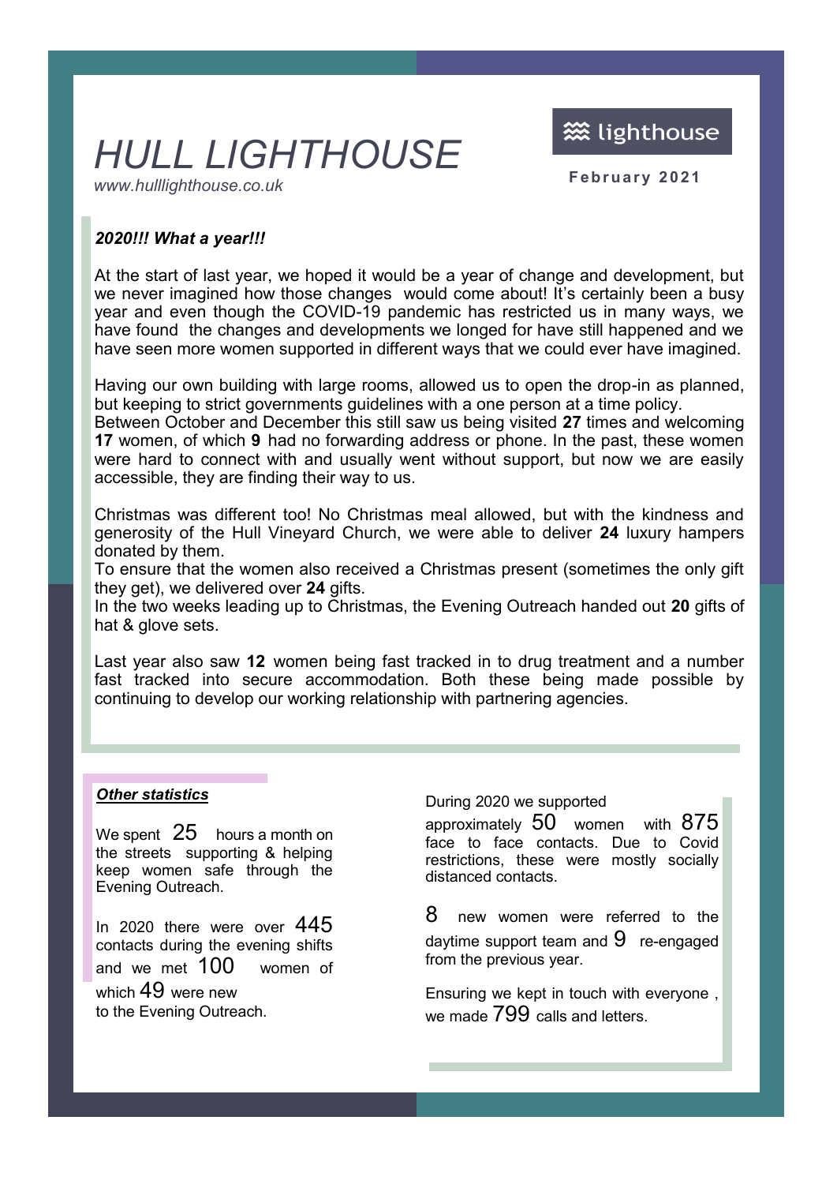# *HULL LIGHTHOUSE*

*www.hulllighthouse.co.uk*

lighthouse

**February 2021**

***2020!!! What a year!!!***

At the start of last year, we hoped it would be a year of change and development, but we never imagined how those changes would come about! It's certainly been a busy year and even though the COVID-19 pandemic has restricted us in many ways, we have found the changes and developments we longed for have still happened and we have seen more women supported in different ways that we could ever have imagined.

Having our own building with large rooms, allowed us to open the drop-in as planned, but keeping to strict governments guidelines with a one person at a time policy.
Between October and December this still saw us being visited **27** times and welcoming **17** women, of which **9** had no forwarding address or phone. In the past, these women were hard to connect with and usually went without support, but now we are easily accessible, they are finding their way to us.

Christmas was different too! No Christmas meal allowed, but with the kindness and generosity of the Hull Vineyard Church, we were able to deliver **24** luxury hampers donated by them.
To ensure that the women also received a Christmas present (sometimes the only gift they get), we delivered over **24** gifts.
In the two weeks leading up to Christmas, the Evening Outreach handed out **20** gifts of hat & glove sets.

Last year also saw **12** women being fast tracked in to drug treatment and a number fast tracked into secure accommodation. Both these being made possible by continuing to develop our working relationship with partnering agencies.

***Other statistics***

We spent 25 hours a month on the streets supporting & helping keep women safe through the Evening Outreach.

In 2020 there were over 445 contacts during the evening shifts and we met 100 women of which 49 were new to the Evening Outreach.

During 2020 we supported approximately 50 women with 875 face to face contacts. Due to Covid restrictions, these were mostly socially distanced contacts.

8 new women were referred to the daytime support team and 9 re-engaged from the previous year.

Ensuring we kept in touch with everyone , we made 799 calls and letters.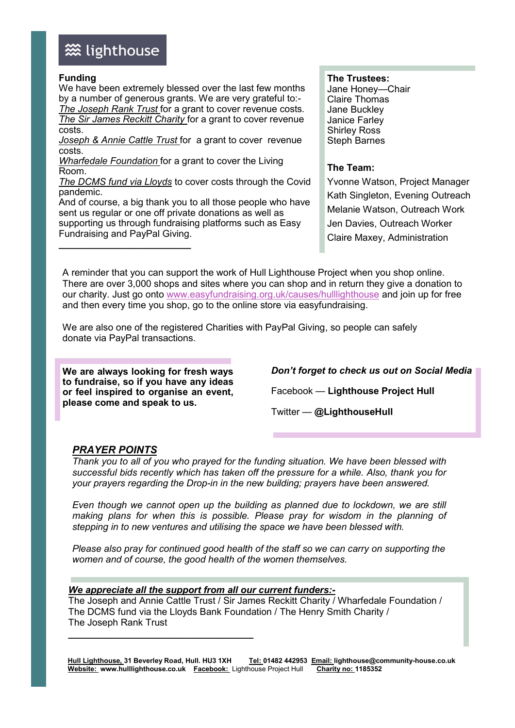≋ lighthouse

## Funding

We have been extremely blessed over the last few months by a number of generous grants. We are very grateful to:-

*The Joseph Rank Trust* for a grant to cover revenue costs.
*The Sir James Reckitt Charity* for a grant to cover revenue costs.
*Joseph & Annie Cattle Trust* for a grant to cover revenue costs.
*Wharfedale Foundation* for a grant to cover the Living Room.
*The DCMS fund via Lloyds* to cover costs through the Covid pandemic.

And of course, a big thank you to all those people who have sent us regular or one off private donations as well as supporting us through fundraising platforms such as Easy Fundraising and PayPal Giving.

**The Trustees:**
Jane Honey—Chair
Claire Thomas
Jane Buckley
Janice Farley
Shirley Ross
Steph Barnes

**The Team:**
Yvonne Watson, Project Manager
Kath Singleton, Evening Outreach
Melanie Watson, Outreach Work
Jen Davies, Outreach Worker
Claire Maxey, Administration

A reminder that you can support the work of Hull Lighthouse Project when you shop online. There are over 3,000 shops and sites where you can shop and in return they give a donation to our charity. Just go onto www.easyfundraising.org.uk/causes/hulllighthouse and join up for free and then every time you shop, go to the online store via easyfundraising.

We are also one of the registered Charities with PayPal Giving, so people can safely donate via PayPal transactions.

**We are always looking for fresh ways to fundraise, so if you have any ideas or feel inspired to organise an event, please come and speak to us.**

***Don't forget to check us out on Social Media***

Facebook — **Lighthouse Project Hull**

Twitter — **@LighthouseHull**

## *PRAYER POINTS*

*Thank you to all of you who prayed for the funding situation. We have been blessed with successful bids recently which has taken off the pressure for a while. Also, thank you for your prayers regarding the Drop-in in the new building; prayers have been answered.*

*Even though we cannot open up the building as planned due to lockdown, we are still making plans for when this is possible. Please pray for wisdom in the planning of stepping in to new ventures and utilising the space we have been blessed with.*

*Please also pray for continued good health of the staff so we can carry on supporting the women and of course, the good health of the women themselves.*

***We appreciate all the support from all our current funders:-***

The Joseph and Annie Cattle Trust / Sir James Reckitt Charity / Wharfedale Foundation / The DCMS fund via the Lloyds Bank Foundation / The Henry Smith Charity / The Joseph Rank Trust

**Hull Lighthouse, 31 Beverley Road, Hull. HU3 1XH** **Tel: 01482 442953** **Email: lighthouse@community-house.co.uk**
**Website: www.hulllighthouse.co.uk** **Facebook:** Lighthouse Project Hull **Charity no: 1185352**